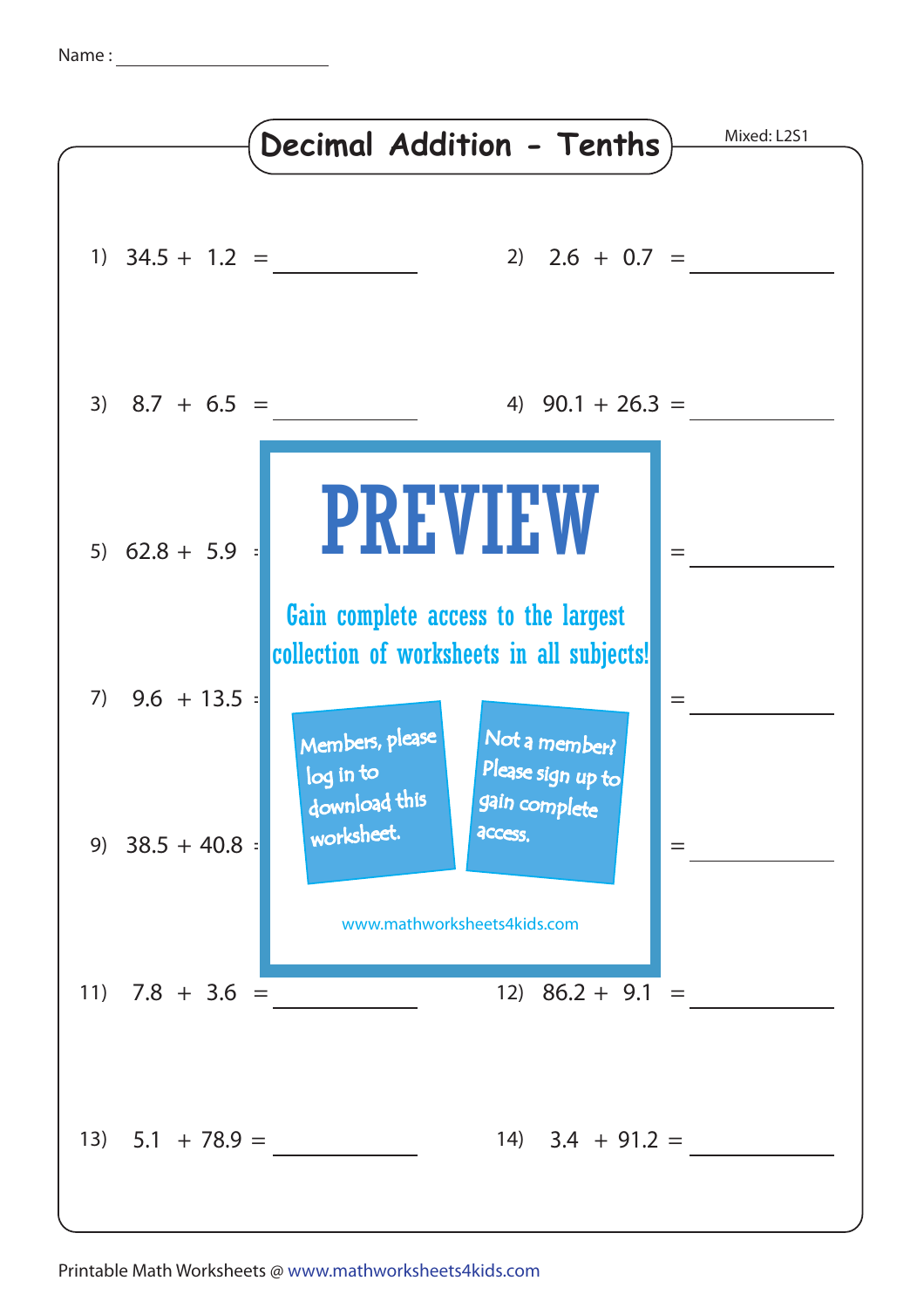Name : ____________________

# Decimal Addition - Tenths

Mixed: L2S1

1) $34.5 + 1.2 =$ ________

2) $2.6 + 0.7 =$ ________

3) $8.7 + 6.5 =$ ________

4) $90.1 + 26.3 =$ ________

5) $62.8 + 5.9 =$ ________

6) $=$ ________

7) $9.6 + 13.5 =$ ________

8) $=$ ________

9) $38.5 + 40.8 =$ ________

10) $=$ ________

**PREVIEW**

Gain complete access to the largest collection of worksheets in all subjects!

Members, please log in to download this worksheet.

Not a member? Please sign up to gain complete access.

www.mathworksheets4kids.com

11) $7.8 + 3.6 =$ ________

12) $86.2 + 9.1 =$ ________

13) $5.1 + 78.9 =$ ________

14) $3.4 + 91.2 =$ ________

Printable Math Worksheets @ www.mathworksheets4kids.com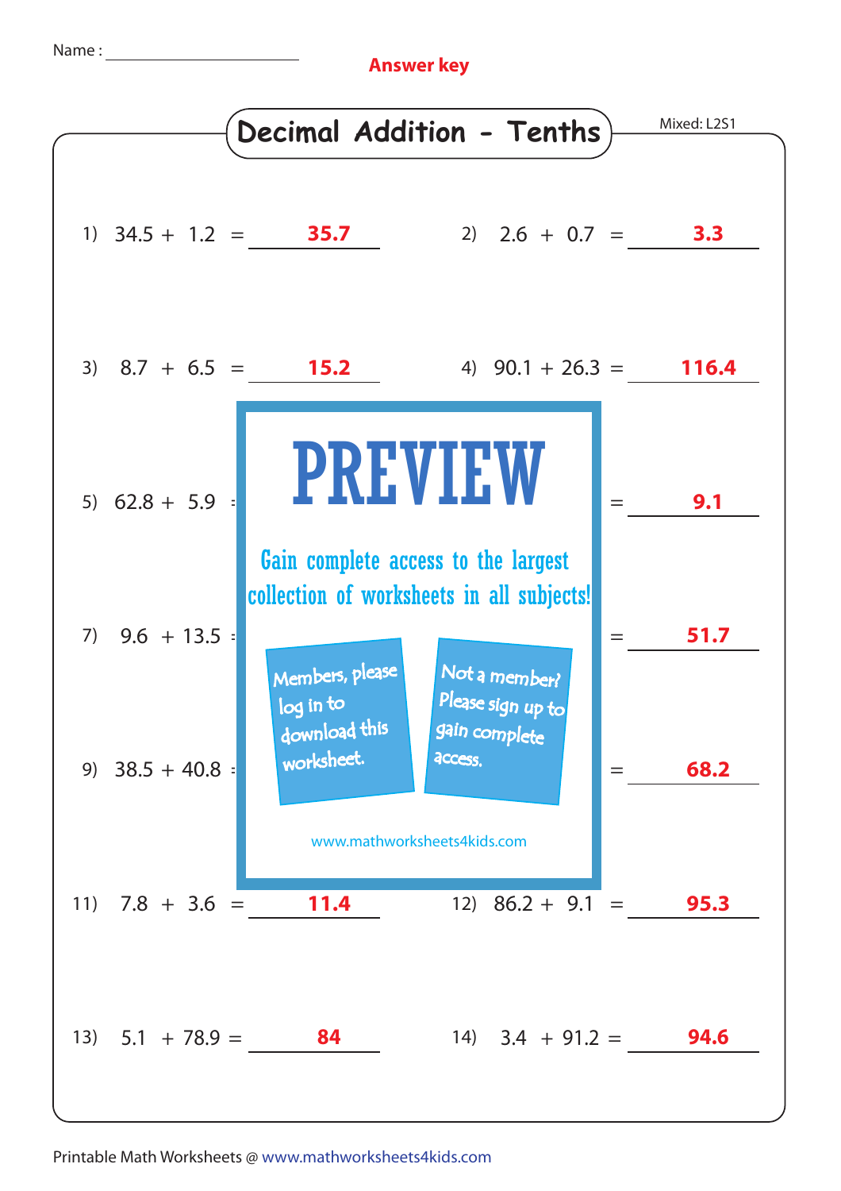Name :

**Answer key**

# Decimal Addition - Tenths

Mixed: L2S1

1) 34.5 + 1.2 = **35.7**

2) 2.6 + 0.7 = **3.3**

3) 8.7 + 6.5 = **15.2**

4) 90.1 + 26.3 = **116.4**

5) 62.8 + 5.9 =

6) = **9.1**

7) 9.6 + 13.5 =

8) = **51.7**

9) 38.5 + 40.8 =

10) = **68.2**

11) 7.8 + 3.6 = **11.4**

12) 86.2 + 9.1 = **95.3**

13) 5.1 + 78.9 = **84**

14) 3.4 + 91.2 = **94.6**

PREVIEW

Gain complete access to the largest collection of worksheets in all subjects!

Members, please log in to download this worksheet.

Not a member? Please sign up to gain complete access.

www.mathworksheets4kids.com

Printable Math Worksheets @ www.mathworksheets4kids.com